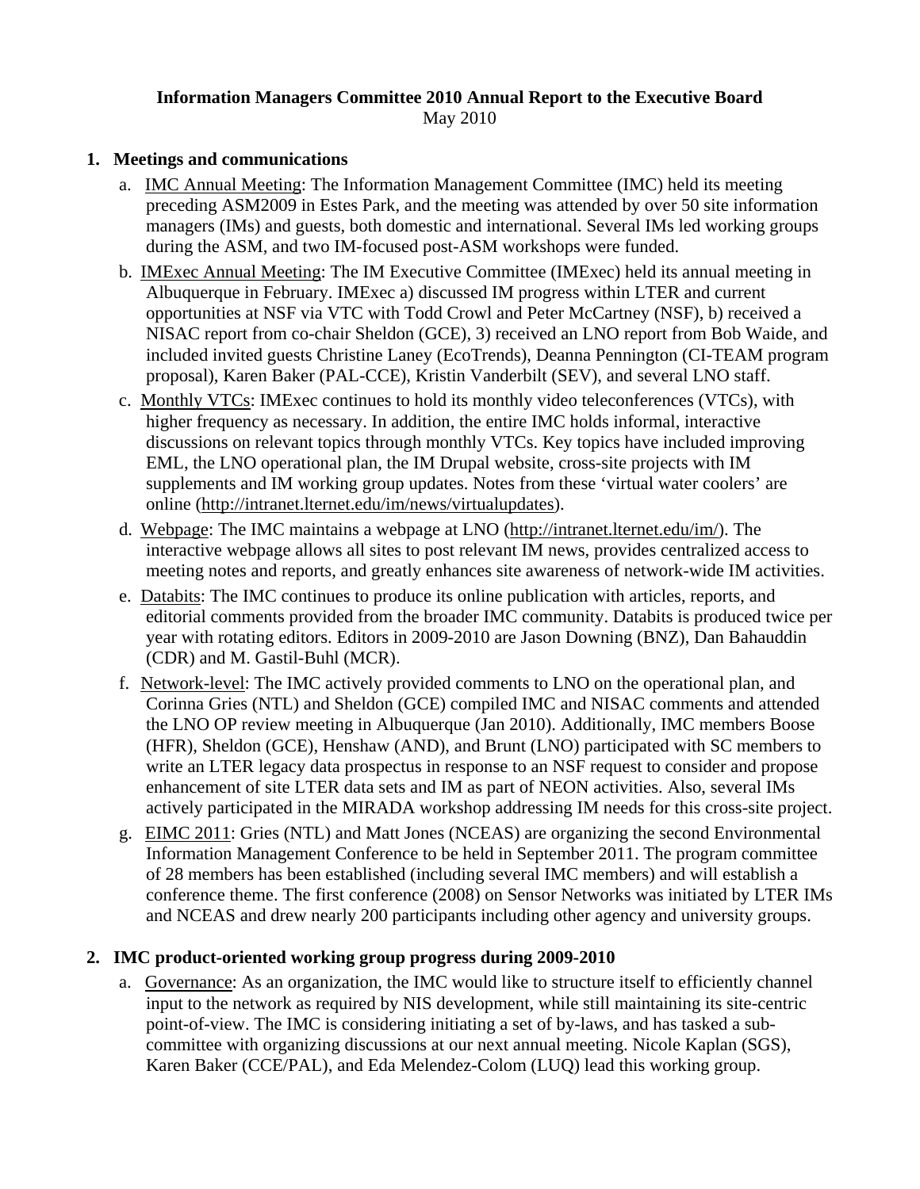**Information Managers Committee 2010 Annual Report to the Executive Board**
May 2010

1. **Meetings and communications**
   a. IMC Annual Meeting: The Information Management Committee (IMC) held its meeting preceding ASM2009 in Estes Park, and the meeting was attended by over 50 site information managers (IMs) and guests, both domestic and international. Several IMs led working groups during the ASM, and two IM-focused post-ASM workshops were funded.
   b. IMExec Annual Meeting: The IM Executive Committee (IMExec) held its annual meeting in Albuquerque in February. IMExec a) discussed IM progress within LTER and current opportunities at NSF via VTC with Todd Crowl and Peter McCartney (NSF), b) received a NISAC report from co-chair Sheldon (GCE), 3) received an LNO report from Bob Waide, and included invited guests Christine Laney (EcoTrends), Deanna Pennington (CI-TEAM program proposal), Karen Baker (PAL-CCE), Kristin Vanderbilt (SEV), and several LNO staff.
   c. Monthly VTCs: IMExec continues to hold its monthly video teleconferences (VTCs), with higher frequency as necessary. In addition, the entire IMC holds informal, interactive discussions on relevant topics through monthly VTCs. Key topics have included improving EML, the LNO operational plan, the IM Drupal website, cross-site projects with IM supplements and IM working group updates. Notes from these 'virtual water coolers' are online (http://intranet.lternet.edu/im/news/virtualupdates).
   d. Webpage: The IMC maintains a webpage at LNO (http://intranet.lternet.edu/im/). The interactive webpage allows all sites to post relevant IM news, provides centralized access to meeting notes and reports, and greatly enhances site awareness of network-wide IM activities.
   e. Databits: The IMC continues to produce its online publication with articles, reports, and editorial comments provided from the broader IMC community. Databits is produced twice per year with rotating editors. Editors in 2009-2010 are Jason Downing (BNZ), Dan Bahauddin (CDR) and M. Gastil-Buhl (MCR).
   f. Network-level: The IMC actively provided comments to LNO on the operational plan, and Corinna Gries (NTL) and Sheldon (GCE) compiled IMC and NISAC comments and attended the LNO OP review meeting in Albuquerque (Jan 2010). Additionally, IMC members Boose (HFR), Sheldon (GCE), Henshaw (AND), and Brunt (LNO) participated with SC members to write an LTER legacy data prospectus in response to an NSF request to consider and propose enhancement of site LTER data sets and IM as part of NEON activities. Also, several IMs actively participated in the MIRADA workshop addressing IM needs for this cross-site project.
   g. EIMC 2011: Gries (NTL) and Matt Jones (NCEAS) are organizing the second Environmental Information Management Conference to be held in September 2011. The program committee of 28 members has been established (including several IMC members) and will establish a conference theme. The first conference (2008) on Sensor Networks was initiated by LTER IMs and NCEAS and drew nearly 200 participants including other agency and university groups.

2. **IMC product-oriented working group progress during 2009-2010**
   a. Governance: As an organization, the IMC would like to structure itself to efficiently channel input to the network as required by NIS development, while still maintaining its site-centric point-of-view. The IMC is considering initiating a set of by-laws, and has tasked a sub-committee with organizing discussions at our next annual meeting. Nicole Kaplan (SGS), Karen Baker (CCE/PAL), and Eda Melendez-Colom (LUQ) lead this working group.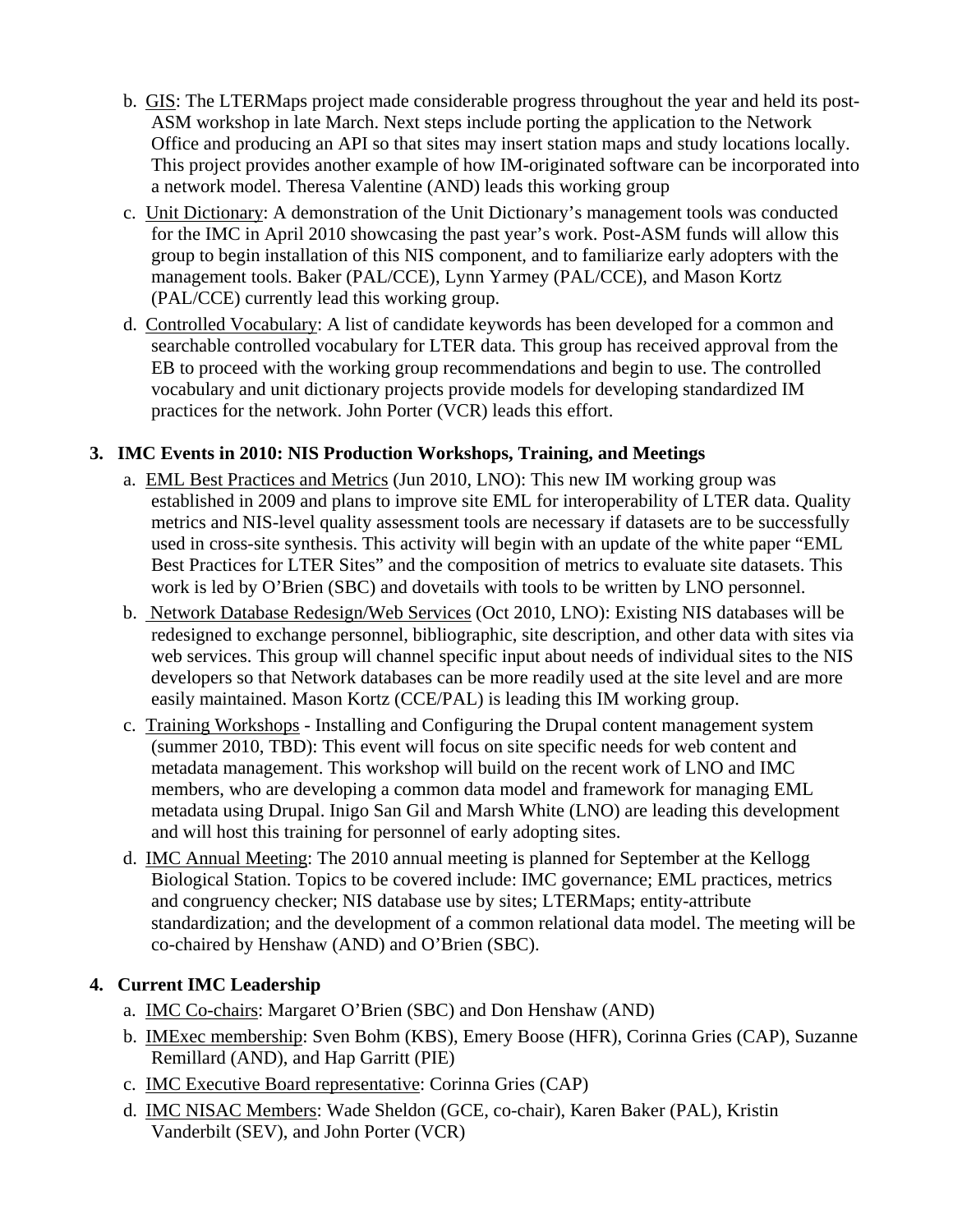b. GIS: The LTERMaps project made considerable progress throughout the year and held its post-ASM workshop in late March. Next steps include porting the application to the Network Office and producing an API so that sites may insert station maps and study locations locally. This project provides another example of how IM-originated software can be incorporated into a network model. Theresa Valentine (AND) leads this working group

c. Unit Dictionary: A demonstration of the Unit Dictionary's management tools was conducted for the IMC in April 2010 showcasing the past year's work. Post-ASM funds will allow this group to begin installation of this NIS component, and to familiarize early adopters with the management tools. Baker (PAL/CCE), Lynn Yarmey (PAL/CCE), and Mason Kortz (PAL/CCE) currently lead this working group.

d. Controlled Vocabulary: A list of candidate keywords has been developed for a common and searchable controlled vocabulary for LTER data. This group has received approval from the EB to proceed with the working group recommendations and begin to use. The controlled vocabulary and unit dictionary projects provide models for developing standardized IM practices for the network. John Porter (VCR) leads this effort.

**3. IMC Events in 2010: NIS Production Workshops, Training, and Meetings**

a. EML Best Practices and Metrics (Jun 2010, LNO): This new IM working group was established in 2009 and plans to improve site EML for interoperability of LTER data. Quality metrics and NIS-level quality assessment tools are necessary if datasets are to be successfully used in cross-site synthesis. This activity will begin with an update of the white paper "EML Best Practices for LTER Sites" and the composition of metrics to evaluate site datasets. This work is led by O'Brien (SBC) and dovetails with tools to be written by LNO personnel.

b. Network Database Redesign/Web Services (Oct 2010, LNO): Existing NIS databases will be redesigned to exchange personnel, bibliographic, site description, and other data with sites via web services. This group will channel specific input about needs of individual sites to the NIS developers so that Network databases can be more readily used at the site level and are more easily maintained. Mason Kortz (CCE/PAL) is leading this IM working group.

c. Training Workshops - Installing and Configuring the Drupal content management system (summer 2010, TBD): This event will focus on site specific needs for web content and metadata management. This workshop will build on the recent work of LNO and IMC members, who are developing a common data model and framework for managing EML metadata using Drupal. Inigo San Gil and Marsh White (LNO) are leading this development and will host this training for personnel of early adopting sites.

d. IMC Annual Meeting: The 2010 annual meeting is planned for September at the Kellogg Biological Station. Topics to be covered include: IMC governance; EML practices, metrics and congruency checker; NIS database use by sites; LTERMaps; entity-attribute standardization; and the development of a common relational data model. The meeting will be co-chaired by Henshaw (AND) and O'Brien (SBC).

**4. Current IMC Leadership**

a. IMC Co-chairs: Margaret O'Brien (SBC) and Don Henshaw (AND)

b. IMExec membership: Sven Bohm (KBS), Emery Boose (HFR), Corinna Gries (CAP), Suzanne Remillard (AND), and Hap Garritt (PIE)

c. IMC Executive Board representative: Corinna Gries (CAP)

d. IMC NISAC Members: Wade Sheldon (GCE, co-chair), Karen Baker (PAL), Kristin Vanderbilt (SEV), and John Porter (VCR)